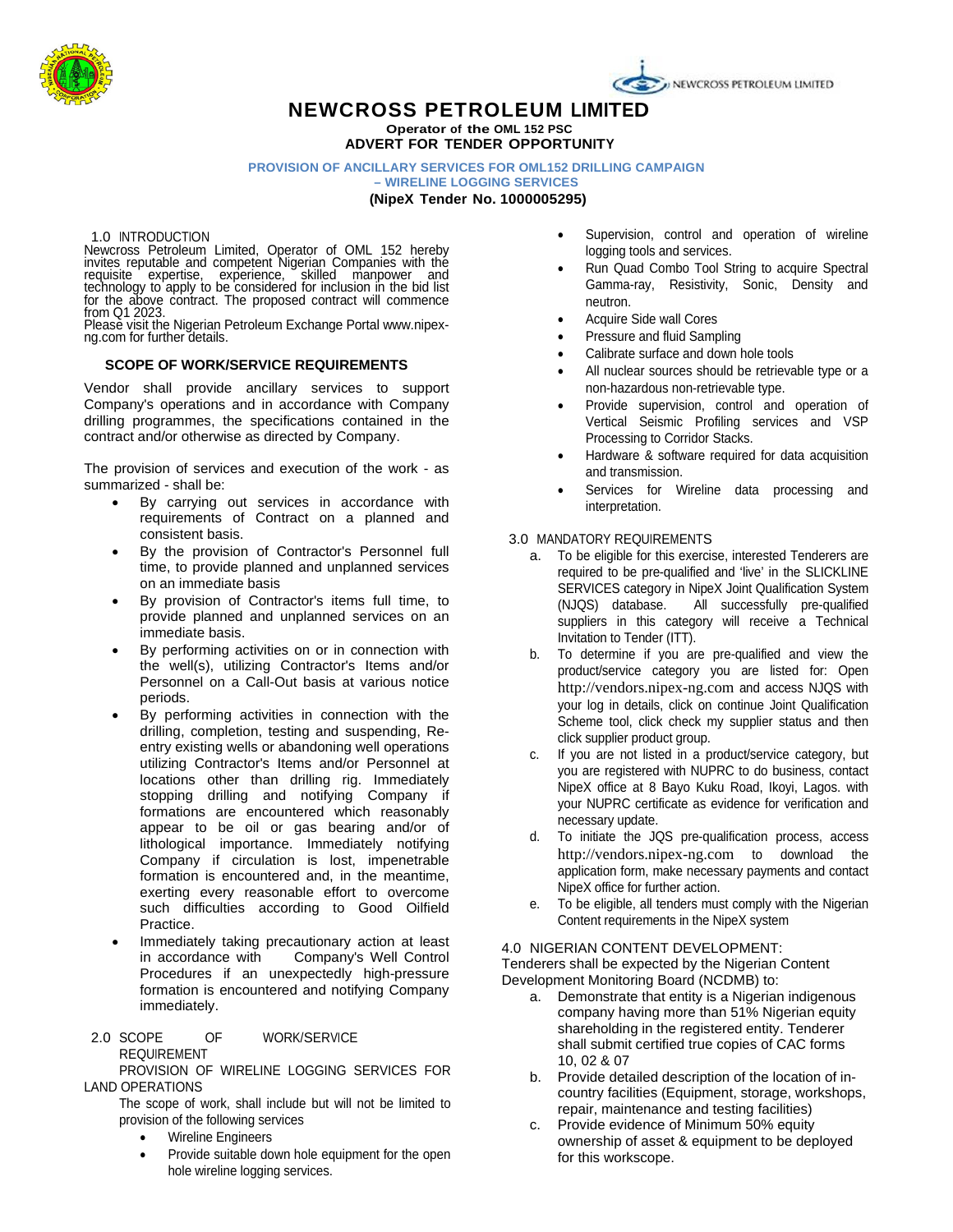# NEWCROSS PETROLEUM LIMITED

**Operator of the OML 152 PSC**

**ADVERT FOR TENDER OPPORTUNITY**

**PROVISION OF ANCILLARY SERVICES FOR OML152 DRILLING CAMPAIGN – WIRELINE LOGGING SERVICES**

**(NipeX Tender No. 1000005295)**

## 1.0 INTRODUCTION

Newcross Petroleum Limited, Operator of OML 152 hereby invites reputable and competent Nigerian Companies with the requisite expertise, experience, skilled manpower and technology to apply to be considered for inclusion in the bid list for the above contract. The proposed contract will commence from Q1 2023.

Please visit the Nigerian Petroleum Exchange Portal www.nipex-ng.com for further details.

### SCOPE OF WORK/SERVICE REQUIREMENTS

Vendor shall provide ancillary services to support Company's operations and in accordance with Company drilling programmes, the specifications contained in the contract and/or otherwise as directed by Company.

The provision of services and execution of the work - as summarized - shall be:

- By carrying out services in accordance with requirements of Contract on a planned and consistent basis.
- By the provision of Contractor's Personnel full time, to provide planned and unplanned services on an immediate basis
- By provision of Contractor's items full time, to provide planned and unplanned services on an immediate basis.
- By performing activities on or in connection with the well(s), utilizing Contractor's Items and/or Personnel on a Call-Out basis at various notice periods.
- By performing activities in connection with the drilling, completion, testing and suspending, Re-entry existing wells or abandoning well operations utilizing Contractor's Items and/or Personnel at locations other than drilling rig. Immediately stopping drilling and notifying Company if formations are encountered which reasonably appear to be oil or gas bearing and/or of lithological importance. Immediately notifying Company if circulation is lost, impenetrable formation is encountered and, in the meantime, exerting every reasonable effort to overcome such difficulties according to Good Oilfield Practice.
- Immediately taking precautionary action at least in accordance with Company's Well Control Procedures if an unexpectedly high-pressure formation is encountered and notifying Company immediately.

## 2.0 SCOPE OF WORK/SERVICE REQUIREMENT

PROVISION OF WIRELINE LOGGING SERVICES FOR LAND OPERATIONS

The scope of work, shall include but will not be limited to provision of the following services

- Wireline Engineers
- Provide suitable down hole equipment for the open hole wireline logging services.
- Supervision, control and operation of wireline logging tools and services.
- Run Quad Combo Tool String to acquire Spectral Gamma-ray, Resistivity, Sonic, Density and neutron.
- Acquire Side wall Cores
- Pressure and fluid Sampling
- Calibrate surface and down hole tools
- All nuclear sources should be retrievable type or a non-hazardous non-retrievable type.
- Provide supervision, control and operation of Vertical Seismic Profiling services and VSP Processing to Corridor Stacks.
- Hardware & software required for data acquisition and transmission.
- Services for Wireline data processing and interpretation.

## 3.0 MANDATORY REQUIREMENTS

a. To be eligible for this exercise, interested Tenderers are required to be pre-qualified and 'live' in the SLICKLINE SERVICES category in NipeX Joint Qualification System (NJQS) database. All successfully pre-qualified suppliers in this category will receive a Technical Invitation to Tender (ITT).

b. To determine if you are pre-qualified and view the product/service category you are listed for: Open http://vendors.nipex-ng.com and access NJQS with your log in details, click on continue Joint Qualification Scheme tool, click check my supplier status and then click supplier product group.

c. If you are not listed in a product/service category, but you are registered with NUPRC to do business, contact NipeX office at 8 Bayo Kuku Road, Ikoyi, Lagos. with your NUPRC certificate as evidence for verification and necessary update.

d. To initiate the JQS pre-qualification process, access http://vendors.nipex-ng.com to download the application form, make necessary payments and contact NipeX office for further action.

e. To be eligible, all tenders must comply with the Nigerian Content requirements in the NipeX system

## 4.0 NIGERIAN CONTENT DEVELOPMENT:

Tenderers shall be expected by the Nigerian Content Development Monitoring Board (NCDMB) to:

a. Demonstrate that entity is a Nigerian indigenous company having more than 51% Nigerian equity shareholding in the registered entity. Tenderer shall submit certified true copies of CAC forms 10, 02 & 07

b. Provide detailed description of the location of in-country facilities (Equipment, storage, workshops, repair, maintenance and testing facilities)

c. Provide evidence of Minimum 50% equity ownership of asset & equipment to be deployed for this workscope.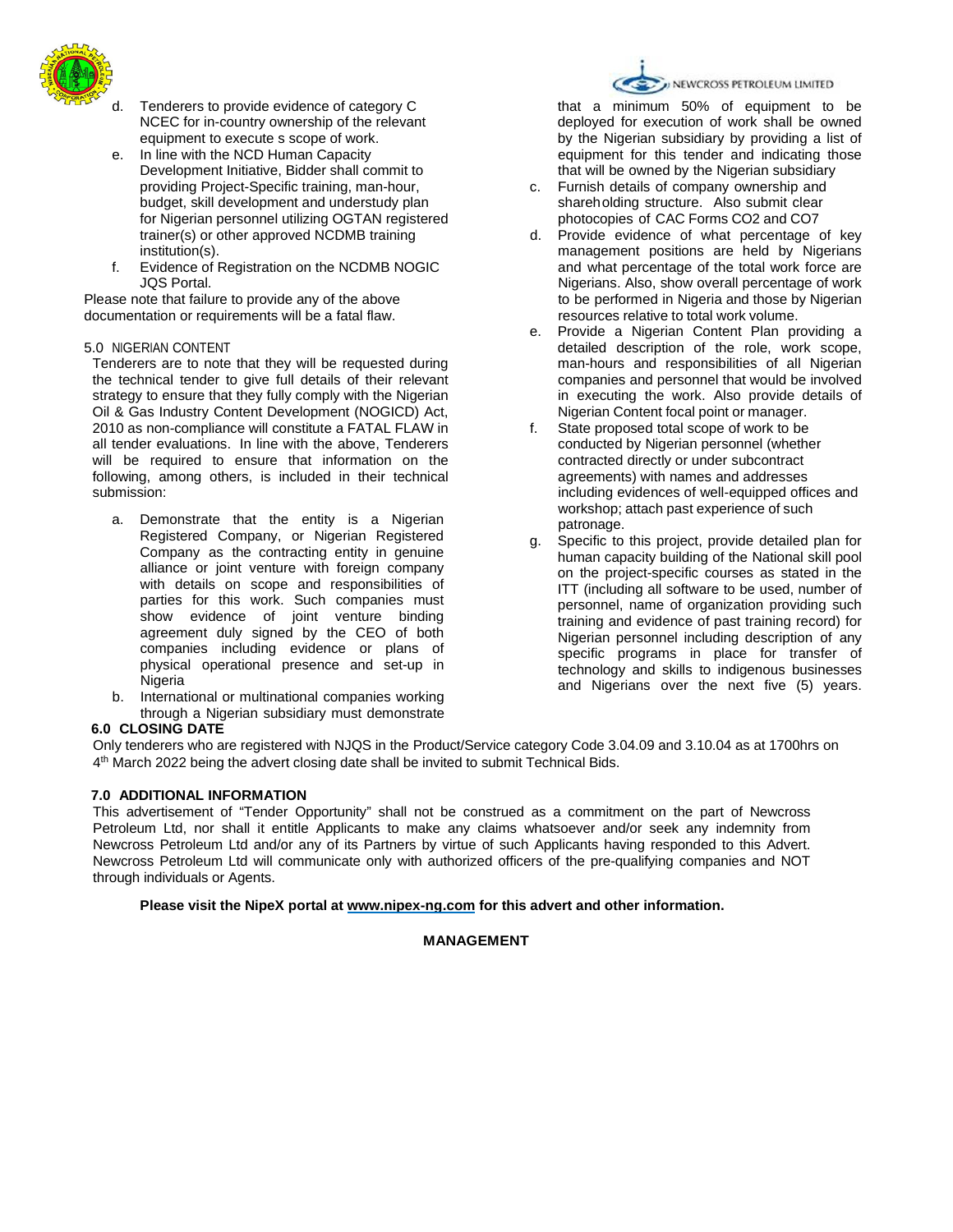d. Tenderers to provide evidence of category C NCEC for in-country ownership of the relevant equipment to execute s scope of work.

e. In line with the NCD Human Capacity Development Initiative, Bidder shall commit to providing Project-Specific training, man-hour, budget, skill development and understudy plan for Nigerian personnel utilizing OGTAN registered trainer(s) or other approved NCDMB training institution(s).

f. Evidence of Registration on the NCDMB NOGIC JQS Portal.

Please note that failure to provide any of the above documentation or requirements will be a fatal flaw.

## 5.0 NIGERIAN CONTENT

Tenderers are to note that they will be requested during the technical tender to give full details of their relevant strategy to ensure that they fully comply with the Nigerian Oil & Gas Industry Content Development (NOGICD) Act, 2010 as non-compliance will constitute a FATAL FLAW in all tender evaluations. In line with the above, Tenderers will be required to ensure that information on the following, among others, is included in their technical submission:

a. Demonstrate that the entity is a Nigerian Registered Company, or Nigerian Registered Company as the contracting entity in genuine alliance or joint venture with foreign company with details on scope and responsibilities of parties for this work. Such companies must show evidence of joint venture binding agreement duly signed by the CEO of both companies including evidence or plans of physical operational presence and set-up in Nigeria

b. International or multinational companies working through a Nigerian subsidiary must demonstrate that a minimum 50% of equipment to be deployed for execution of work shall be owned by the Nigerian subsidiary by providing a list of equipment for this tender and indicating those that will be owned by the Nigerian subsidiary

c. Furnish details of company ownership and shareholding structure. Also submit clear photocopies of CAC Forms CO2 and CO7

d. Provide evidence of what percentage of key management positions are held by Nigerians and what percentage of the total work force are Nigerians. Also, show overall percentage of work to be performed in Nigeria and those by Nigerian resources relative to total work volume.

e. Provide a Nigerian Content Plan providing a detailed description of the role, work scope, man-hours and responsibilities of all Nigerian companies and personnel that would be involved in executing the work. Also provide details of Nigerian Content focal point or manager.

f. State proposed total scope of work to be conducted by Nigerian personnel (whether contracted directly or under subcontract agreements) with names and addresses including evidences of well-equipped offices and workshop; attach past experience of such patronage.

g. Specific to this project, provide detailed plan for human capacity building of the National skill pool on the project-specific courses as stated in the ITT (including all software to be used, number of personnel, name of organization providing such training and evidence of past training record) for Nigerian personnel including description of any specific programs in place for transfer of technology and skills to indigenous businesses and Nigerians over the next five (5) years.

## 6.0 CLOSING DATE

Only tenderers who are registered with NJQS in the Product/Service category Code 3.04.09 and 3.10.04 as at 1700hrs on 4th March 2022 being the advert closing date shall be invited to submit Technical Bids.

## 7.0 ADDITIONAL INFORMATION

This advertisement of "Tender Opportunity" shall not be construed as a commitment on the part of Newcross Petroleum Ltd, nor shall it entitle Applicants to make any claims whatsoever and/or seek any indemnity from Newcross Petroleum Ltd and/or any of its Partners by virtue of such Applicants having responded to this Advert. Newcross Petroleum Ltd will communicate only with authorized officers of the pre-qualifying companies and NOT through individuals or Agents.

**Please visit the NipeX portal at www.nipex-ng.com for this advert and other information.**

**MANAGEMENT**